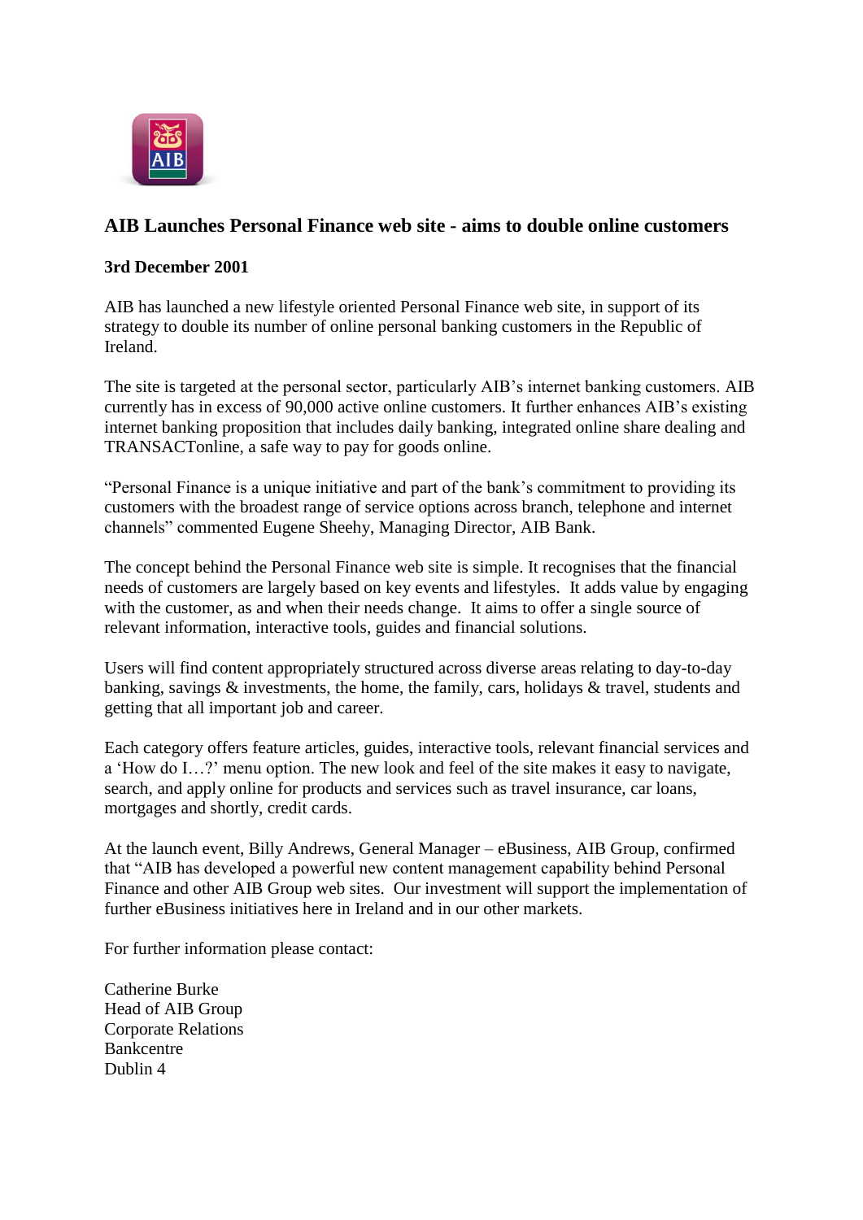## AIB Launches Personal Finance web site - aims to double online customers

**3rd December 2001**

AIB has launched a new lifestyle oriented Personal Finance web site, in support of its strategy to double its number of online personal banking customers in the Republic of Ireland.

The site is targeted at the personal sector, particularly AIB's internet banking customers. AIB currently has in excess of 90,000 active online customers. It further enhances AIB's existing internet banking proposition that includes daily banking, integrated online share dealing and TRANSACTonline, a safe way to pay for goods online.

"Personal Finance is a unique initiative and part of the bank's commitment to providing its customers with the broadest range of service options across branch, telephone and internet channels" commented Eugene Sheehy, Managing Director, AIB Bank.

The concept behind the Personal Finance web site is simple. It recognises that the financial needs of customers are largely based on key events and lifestyles. It adds value by engaging with the customer, as and when their needs change. It aims to offer a single source of relevant information, interactive tools, guides and financial solutions.

Users will find content appropriately structured across diverse areas relating to day-to-day banking, savings & investments, the home, the family, cars, holidays & travel, students and getting that all important job and career.

Each category offers feature articles, guides, interactive tools, relevant financial services and a 'How do I…?' menu option. The new look and feel of the site makes it easy to navigate, search, and apply online for products and services such as travel insurance, car loans, mortgages and shortly, credit cards.

At the launch event, Billy Andrews, General Manager – eBusiness, AIB Group, confirmed that "AIB has developed a powerful new content management capability behind Personal Finance and other AIB Group web sites. Our investment will support the implementation of further eBusiness initiatives here in Ireland and in our other markets.

For further information please contact:

Catherine Burke
Head of AIB Group
Corporate Relations
Bankcentre
Dublin 4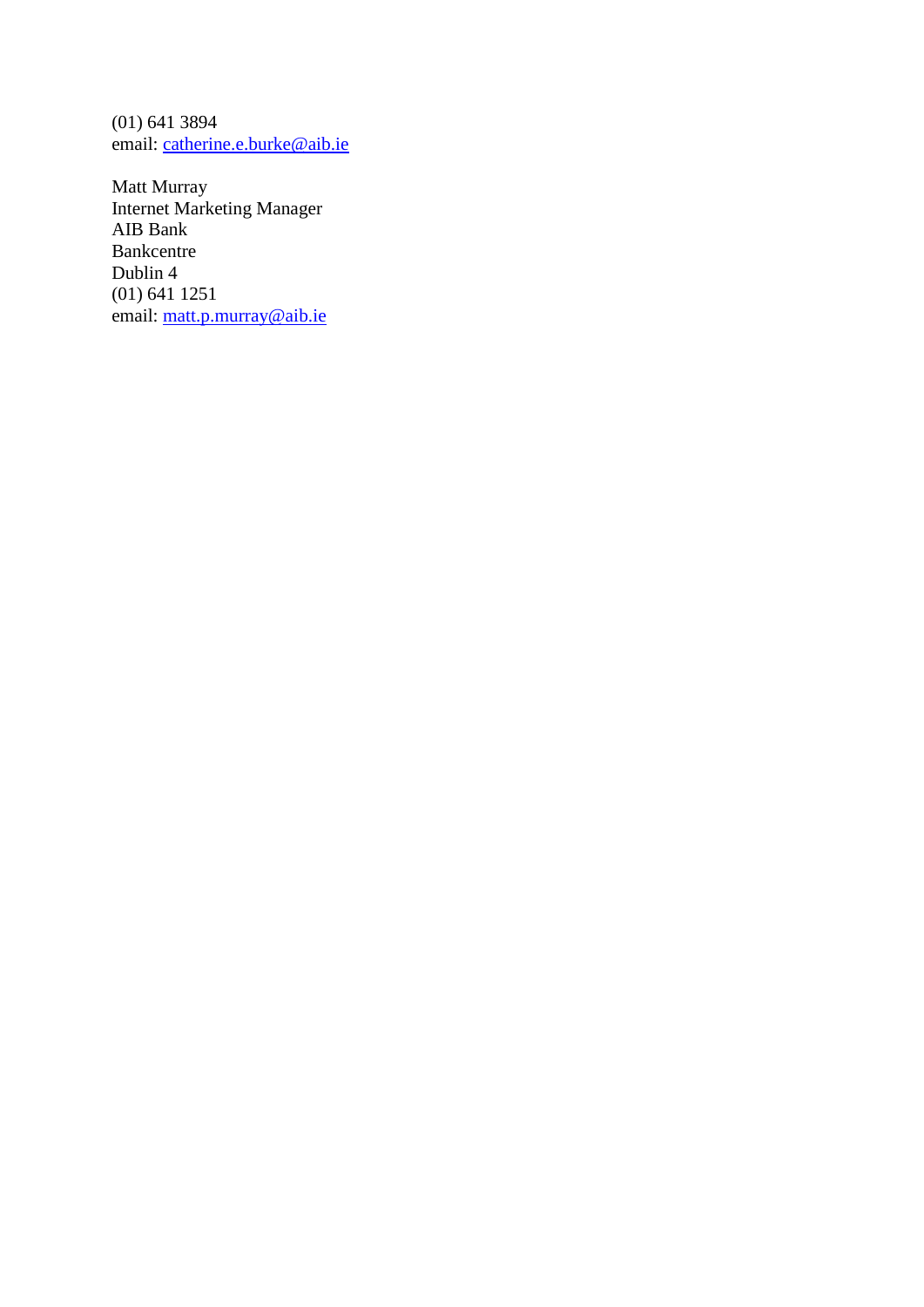(01) 641 3894
email: catherine.e.burke@aib.ie

Matt Murray
Internet Marketing Manager
AIB Bank
Bankcentre
Dublin 4
(01) 641 1251
email: matt.p.murray@aib.ie